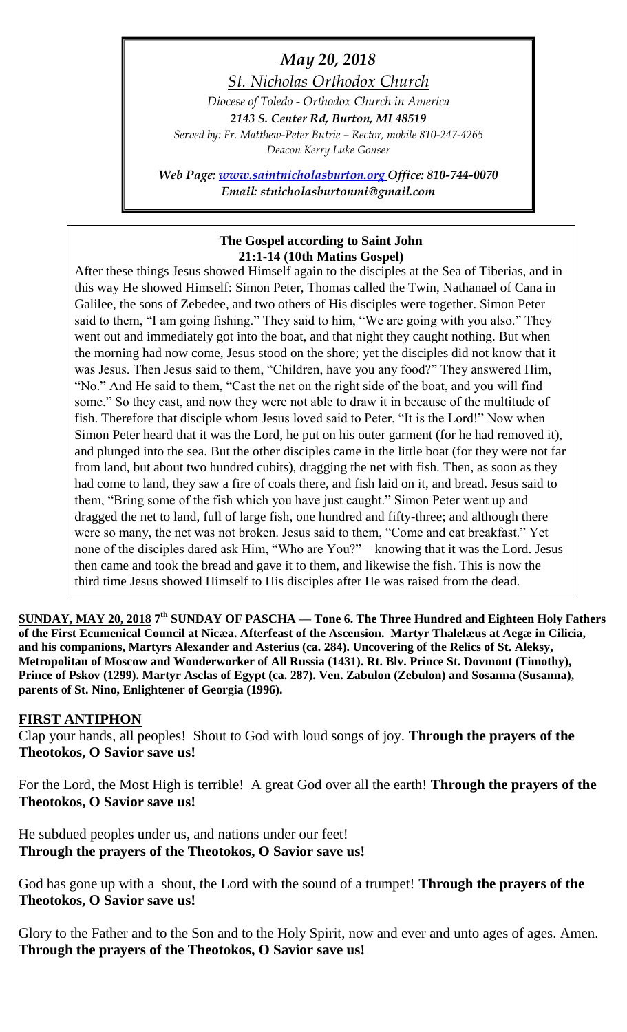*May 20, 2018*

*St. Nicholas Orthodox Church*

*Diocese of Toledo - Orthodox Church in America*

***2143 S. Center Rd, Burton, MI 48519***

*Served by: Fr. Matthew-Peter Butrie – Rector, mobile 810-247-4265*

*Deacon Kerry Luke Gonser*

***Web Page: www.saintnicholasburton.org Office: 810-744-0070***

***Email: stnicholasburtonmi@gmail.com***

**The Gospel according to Saint John**
**21:1-14 (10th Matins Gospel)**

After these things Jesus showed Himself again to the disciples at the Sea of Tiberias, and in this way He showed Himself: Simon Peter, Thomas called the Twin, Nathanael of Cana in Galilee, the sons of Zebedee, and two others of His disciples were together. Simon Peter said to them, "I am going fishing." They said to him, "We are going with you also." They went out and immediately got into the boat, and that night they caught nothing. But when the morning had now come, Jesus stood on the shore; yet the disciples did not know that it was Jesus. Then Jesus said to them, "Children, have you any food?" They answered Him, "No." And He said to them, "Cast the net on the right side of the boat, and you will find some." So they cast, and now they were not able to draw it in because of the multitude of fish. Therefore that disciple whom Jesus loved said to Peter, "It is the Lord!" Now when Simon Peter heard that it was the Lord, he put on his outer garment (for he had removed it), and plunged into the sea. But the other disciples came in the little boat (for they were not far from land, but about two hundred cubits), dragging the net with fish. Then, as soon as they had come to land, they saw a fire of coals there, and fish laid on it, and bread. Jesus said to them, "Bring some of the fish which you have just caught." Simon Peter went up and dragged the net to land, full of large fish, one hundred and fifty-three; and although there were so many, the net was not broken. Jesus said to them, "Come and eat breakfast." Yet none of the disciples dared ask Him, "Who are You?" – knowing that it was the Lord. Jesus then came and took the bread and gave it to them, and likewise the fish. This is now the third time Jesus showed Himself to His disciples after He was raised from the dead.

**<u>SUNDAY, MAY 20, 2018</u> 7th SUNDAY OF PASCHA — Tone 6. The Three Hundred and Eighteen Holy Fathers of the First Ecumenical Council at Nicæa. Afterfeast of the Ascension. Martyr Thalelæus at Aegæ in Cilicia, and his companions, Martyrs Alexander and Asterius (ca. 284). Uncovering of the Relics of St. Aleksy, Metropolitan of Moscow and Wonderworker of All Russia (1431). Rt. Blv. Prince St. Dovmont (Timothy), Prince of Pskov (1299). Martyr Asclas of Egypt (ca. 287). Ven. Zabulon (Zebulon) and Sosanna (Susanna), parents of St. Nino, Enlightener of Georgia (1996).**

## FIRST ANTIPHON

Clap your hands, all peoples! Shout to God with loud songs of joy. **Through the prayers of the Theotokos, O Savior save us!**

For the Lord, the Most High is terrible! A great God over all the earth! **Through the prayers of the Theotokos, O Savior save us!**

He subdued peoples under us, and nations under our feet!
**Through the prayers of the Theotokos, O Savior save us!**

God has gone up with a shout, the Lord with the sound of a trumpet! **Through the prayers of the Theotokos, O Savior save us!**

Glory to the Father and to the Son and to the Holy Spirit, now and ever and unto ages of ages. Amen.
**Through the prayers of the Theotokos, O Savior save us!**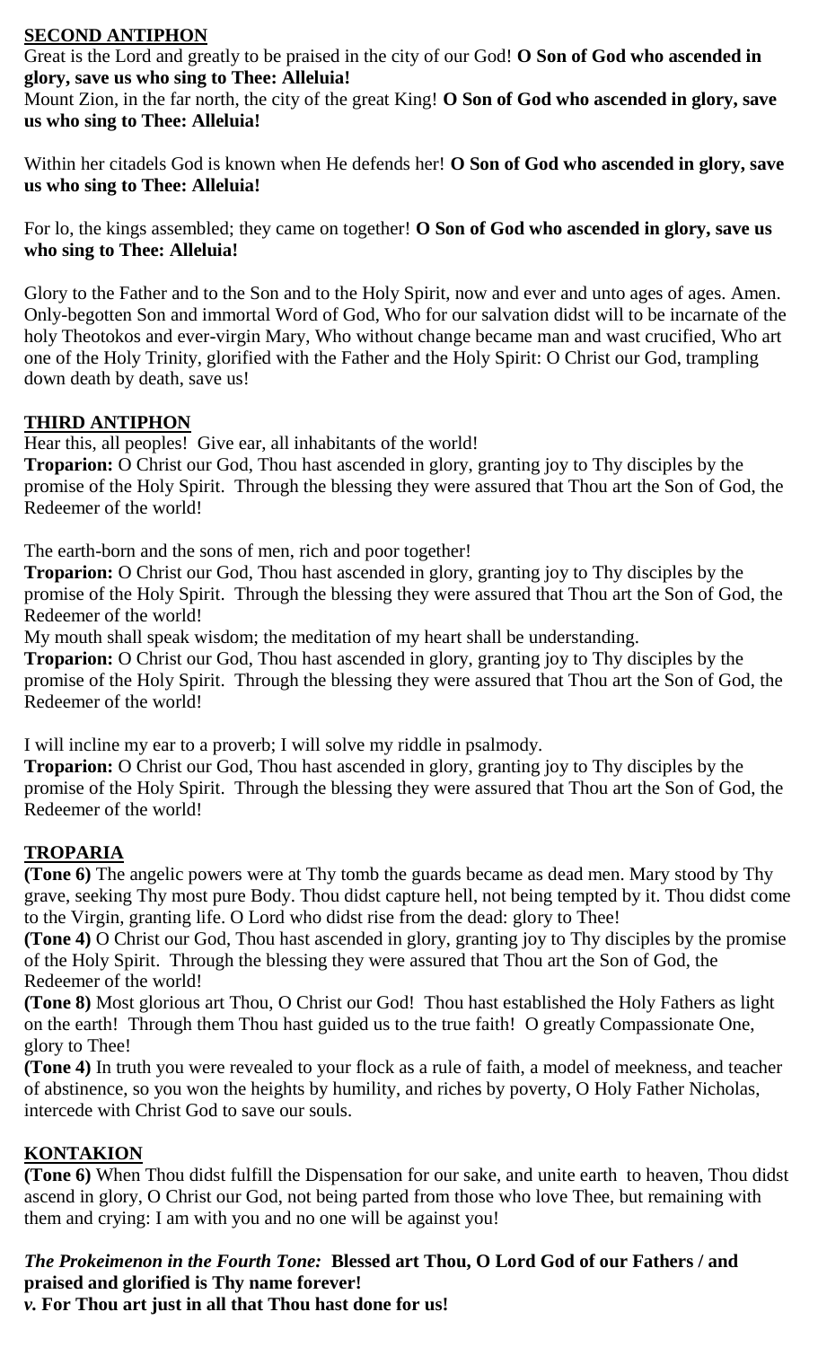**SECOND ANTIPHON**

Great is the Lord and greatly to be praised in the city of our God! **O Son of God who ascended in glory, save us who sing to Thee: Alleluia!**

Mount Zion, in the far north, the city of the great King! **O Son of God who ascended in glory, save us who sing to Thee: Alleluia!**

Within her citadels God is known when He defends her! **O Son of God who ascended in glory, save us who sing to Thee: Alleluia!**

For lo, the kings assembled; they came on together! **O Son of God who ascended in glory, save us who sing to Thee: Alleluia!**

Glory to the Father and to the Son and to the Holy Spirit, now and ever and unto ages of ages. Amen. Only-begotten Son and immortal Word of God, Who for our salvation didst will to be incarnate of the holy Theotokos and ever-virgin Mary, Who without change became man and wast crucified, Who art one of the Holy Trinity, glorified with the Father and the Holy Spirit: O Christ our God, trampling down death by death, save us!

**THIRD ANTIPHON**

Hear this, all peoples! Give ear, all inhabitants of the world!

**Troparion:** O Christ our God, Thou hast ascended in glory, granting joy to Thy disciples by the promise of the Holy Spirit. Through the blessing they were assured that Thou art the Son of God, the Redeemer of the world!

The earth-born and the sons of men, rich and poor together!

**Troparion:** O Christ our God, Thou hast ascended in glory, granting joy to Thy disciples by the promise of the Holy Spirit. Through the blessing they were assured that Thou art the Son of God, the Redeemer of the world!

My mouth shall speak wisdom; the meditation of my heart shall be understanding.

**Troparion:** O Christ our God, Thou hast ascended in glory, granting joy to Thy disciples by the promise of the Holy Spirit. Through the blessing they were assured that Thou art the Son of God, the Redeemer of the world!

I will incline my ear to a proverb; I will solve my riddle in psalmody.

**Troparion:** O Christ our God, Thou hast ascended in glory, granting joy to Thy disciples by the promise of the Holy Spirit. Through the blessing they were assured that Thou art the Son of God, the Redeemer of the world!

**TROPARIA**

**(Tone 6)** The angelic powers were at Thy tomb the guards became as dead men. Mary stood by Thy grave, seeking Thy most pure Body. Thou didst capture hell, not being tempted by it. Thou didst come to the Virgin, granting life. O Lord who didst rise from the dead: glory to Thee!

**(Tone 4)** O Christ our God, Thou hast ascended in glory, granting joy to Thy disciples by the promise of the Holy Spirit. Through the blessing they were assured that Thou art the Son of God, the Redeemer of the world!

**(Tone 8)** Most glorious art Thou, O Christ our God! Thou hast established the Holy Fathers as light on the earth! Through them Thou hast guided us to the true faith! O greatly Compassionate One, glory to Thee!

**(Tone 4)** In truth you were revealed to your flock as a rule of faith, a model of meekness, and teacher of abstinence, so you won the heights by humility, and riches by poverty, O Holy Father Nicholas, intercede with Christ God to save our souls.

**KONTAKION**

**(Tone 6)** When Thou didst fulfill the Dispensation for our sake, and unite earth to heaven, Thou didst ascend in glory, O Christ our God, not being parted from those who love Thee, but remaining with them and crying: I am with you and no one will be against you!

***The Prokeimenon in the Fourth Tone:*** **Blessed art Thou, O Lord God of our Fathers / and praised and glorified is Thy name forever!**

***v.*** **For Thou art just in all that Thou hast done for us!**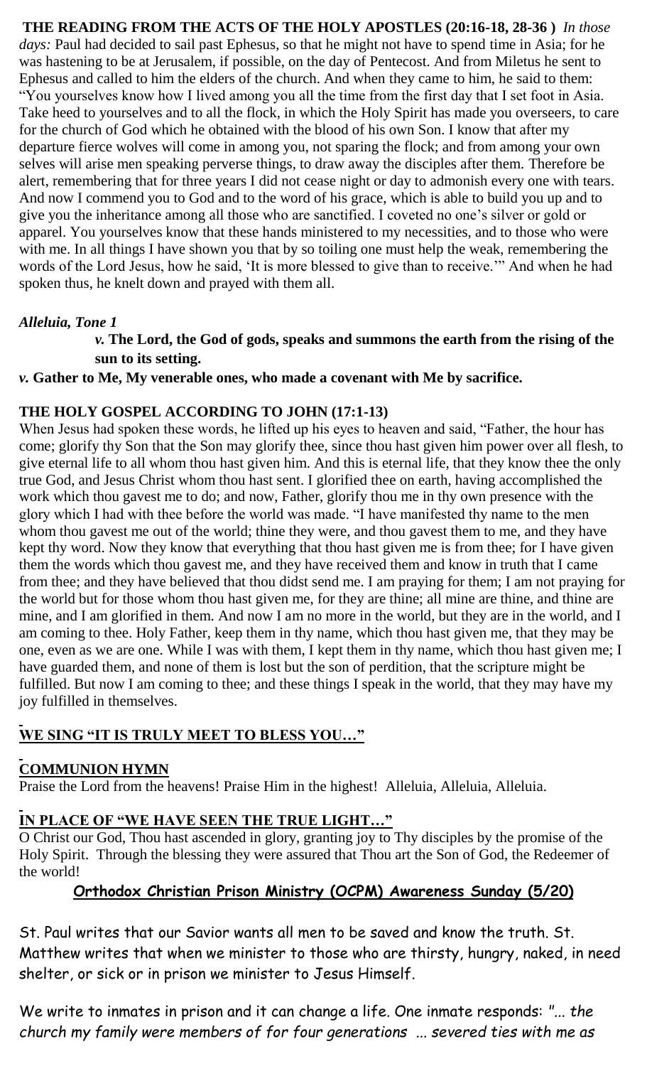**THE READING FROM THE ACTS OF THE HOLY APOSTLES (20:16-18, 28-36 )** *In those days:* Paul had decided to sail past Ephesus, so that he might not have to spend time in Asia; for he was hastening to be at Jerusalem, if possible, on the day of Pentecost. And from Miletus he sent to Ephesus and called to him the elders of the church. And when they came to him, he said to them: "You yourselves know how I lived among you all the time from the first day that I set foot in Asia. Take heed to yourselves and to all the flock, in which the Holy Spirit has made you overseers, to care for the church of God which he obtained with the blood of his own Son. I know that after my departure fierce wolves will come in among you, not sparing the flock; and from among your own selves will arise men speaking perverse things, to draw away the disciples after them. Therefore be alert, remembering that for three years I did not cease night or day to admonish every one with tears. And now I commend you to God and to the word of his grace, which is able to build you up and to give you the inheritance among all those who are sanctified. I coveted no one's silver or gold or apparel. You yourselves know that these hands ministered to my necessities, and to those who were with me. In all things I have shown you that by so toiling one must help the weak, remembering the words of the Lord Jesus, how he said, 'It is more blessed to give than to receive.'" And when he had spoken thus, he knelt down and prayed with them all.

***Alleluia, Tone 1***

*v.* **The Lord, the God of gods, speaks and summons the earth from the rising of the sun to its setting.**

*v.* **Gather to Me, My venerable ones, who made a covenant with Me by sacrifice.**

**THE HOLY GOSPEL ACCORDING TO JOHN (17:1-13)**

When Jesus had spoken these words, he lifted up his eyes to heaven and said, "Father, the hour has come; glorify thy Son that the Son may glorify thee, since thou hast given him power over all flesh, to give eternal life to all whom thou hast given him. And this is eternal life, that they know thee the only true God, and Jesus Christ whom thou hast sent. I glorified thee on earth, having accomplished the work which thou gavest me to do; and now, Father, glorify thou me in thy own presence with the glory which I had with thee before the world was made. "I have manifested thy name to the men whom thou gavest me out of the world; thine they were, and thou gavest them to me, and they have kept thy word. Now they know that everything that thou hast given me is from thee; for I have given them the words which thou gavest me, and they have received them and know in truth that I came from thee; and they have believed that thou didst send me. I am praying for them; I am not praying for the world but for those whom thou hast given me, for they are thine; all mine are thine, and thine are mine, and I am glorified in them. And now I am no more in the world, but they are in the world, and I am coming to thee. Holy Father, keep them in thy name, which thou hast given me, that they may be one, even as we are one. While I was with them, I kept them in thy name, which thou hast given me; I have guarded them, and none of them is lost but the son of perdition, that the scripture might be fulfilled. But now I am coming to thee; and these things I speak in the world, that they may have my joy fulfilled in themselves.

**WE SING "IT IS TRULY MEET TO BLESS YOU…"**

**COMMUNION HYMN**

Praise the Lord from the heavens! Praise Him in the highest! Alleluia, Alleluia, Alleluia.

**IN PLACE OF "WE HAVE SEEN THE TRUE LIGHT…"**

O Christ our God, Thou hast ascended in glory, granting joy to Thy disciples by the promise of the Holy Spirit. Through the blessing they were assured that Thou art the Son of God, the Redeemer of the world!

**Orthodox Christian Prison Ministry (OCPM) Awareness Sunday (5/20)**

St. Paul writes that our Savior wants all men to be saved and know the truth. St. Matthew writes that when we minister to those who are thirsty, hungry, naked, in need shelter, or sick or in prison we minister to Jesus Himself.

We write to inmates in prison and it can change a life. One inmate responds: *"... the church my family were members of for four generations ... severed ties with me as*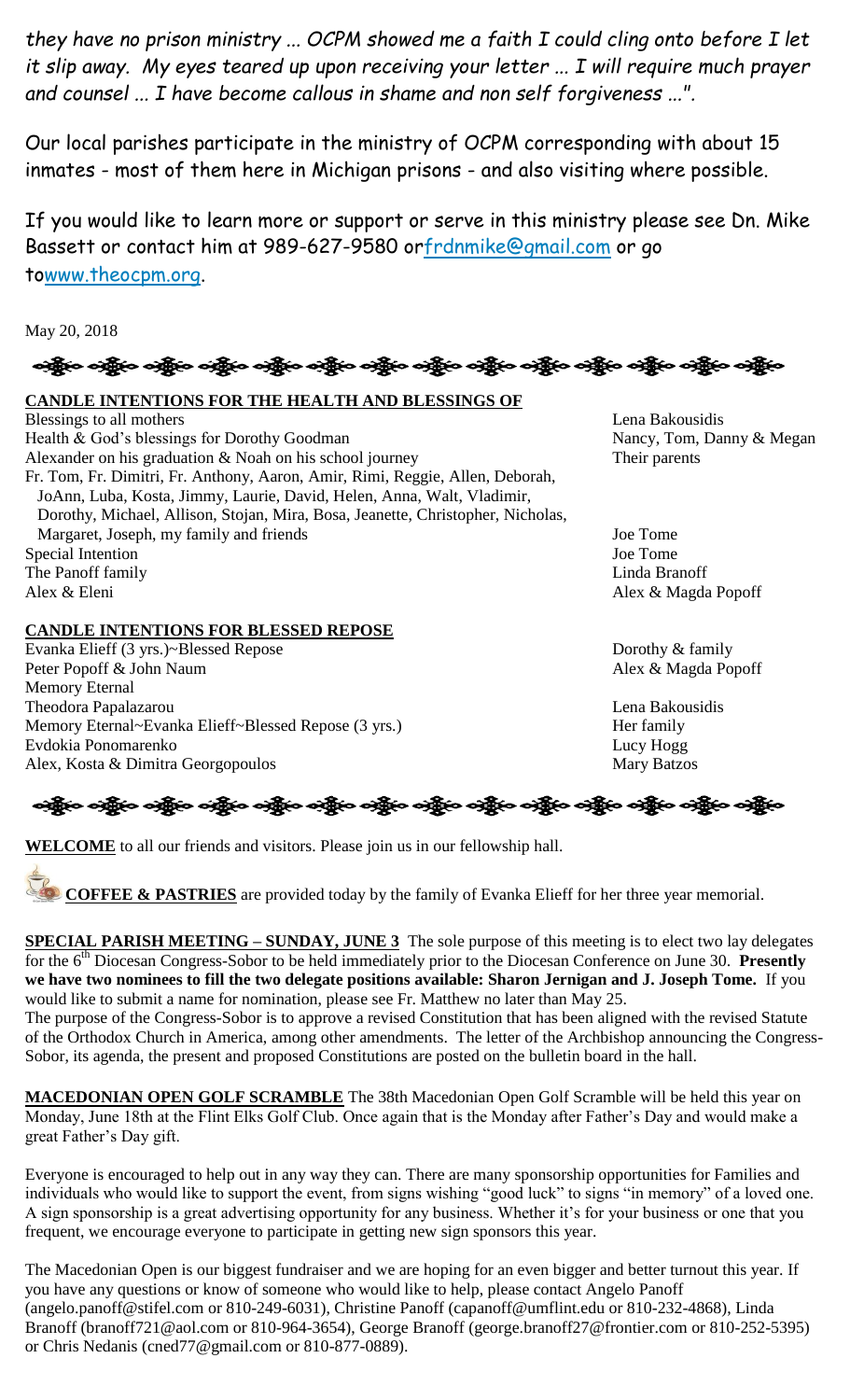*they have no prison ministry ... OCPM showed me a faith I could cling onto before I let it slip away. My eyes teared up upon receiving your letter ... I will require much prayer and counsel ... I have become callous in shame and non self forgiveness ...".*

Our local parishes participate in the ministry of OCPM corresponding with about 15 inmates - most of them here in Michigan prisons - and also visiting where possible.

If you would like to learn more or support or serve in this ministry please see Dn. Mike Bassett or contact him at 989-627-9580 orfrdnmike@gmail.com or go towww.theocpm.org.

May 20, 2018

**CANDLE INTENTIONS FOR THE HEALTH AND BLESSINGS OF**

| | |
|---|---|
| Blessings to all mothers | Lena Bakousidis |
| Health & God's blessings for Dorothy Goodman | Nancy, Tom, Danny & Megan |
| Alexander on his graduation & Noah on his school journey | Their parents |
| Fr. Tom, Fr. Dimitri, Fr. Anthony, Aaron, Amir, Rimi, Reggie, Allen, Deborah, JoAnn, Luba, Kosta, Jimmy, Laurie, David, Helen, Anna, Walt, Vladimir, Dorothy, Michael, Allison, Stojan, Mira, Bosa, Jeanette, Christopher, Nicholas, Margaret, Joseph, my family and friends | Joe Tome |
| Special Intention | Joe Tome |
| The Panoff family | Linda Branoff |
| Alex & Eleni | Alex & Magda Popoff |

**CANDLE INTENTIONS FOR BLESSED REPOSE**

| | |
|---|---|
| Evanka Elieff (3 yrs.)~Blessed Repose | Dorothy & family |
| Peter Popoff & John Naum | Alex & Magda Popoff |
| Memory Eternal | |
| Theodora Papalazarou | Lena Bakousidis |
| Memory Eternal~Evanka Elieff~Blessed Repose (3 yrs.) | Her family |
| Evdokia Ponomarenko | Lucy Hogg |
| Alex, Kosta & Dimitra Georgopoulos | Mary Batzos |

**WELCOME** to all our friends and visitors. Please join us in our fellowship hall.

**COFFEE & PASTRIES** are provided today by the family of Evanka Elieff for her three year memorial.

**SPECIAL PARISH MEETING – SUNDAY, JUNE 3** The sole purpose of this meeting is to elect two lay delegates for the 6th Diocesan Congress-Sobor to be held immediately prior to the Diocesan Conference on June 30. **Presently we have two nominees to fill the two delegate positions available: Sharon Jernigan and J. Joseph Tome.** If you would like to submit a name for nomination, please see Fr. Matthew no later than May 25.

The purpose of the Congress-Sobor is to approve a revised Constitution that has been aligned with the revised Statute of the Orthodox Church in America, among other amendments. The letter of the Archbishop announcing the Congress-Sobor, its agenda, the present and proposed Constitutions are posted on the bulletin board in the hall.

**MACEDONIAN OPEN GOLF SCRAMBLE** The 38th Macedonian Open Golf Scramble will be held this year on Monday, June 18th at the Flint Elks Golf Club. Once again that is the Monday after Father's Day and would make a great Father's Day gift.

Everyone is encouraged to help out in any way they can. There are many sponsorship opportunities for Families and individuals who would like to support the event, from signs wishing "good luck" to signs "in memory" of a loved one. A sign sponsorship is a great advertising opportunity for any business. Whether it's for your business or one that you frequent, we encourage everyone to participate in getting new sign sponsors this year.

The Macedonian Open is our biggest fundraiser and we are hoping for an even bigger and better turnout this year. If you have any questions or know of someone who would like to help, please contact Angelo Panoff (angelo.panoff@stifel.com or 810-249-6031), Christine Panoff (capanoff@umflint.edu or 810-232-4868), Linda Branoff (branoff721@aol.com or 810-964-3654), George Branoff (george.branoff27@frontier.com or 810-252-5395) or Chris Nedanis (cned77@gmail.com or 810-877-0889).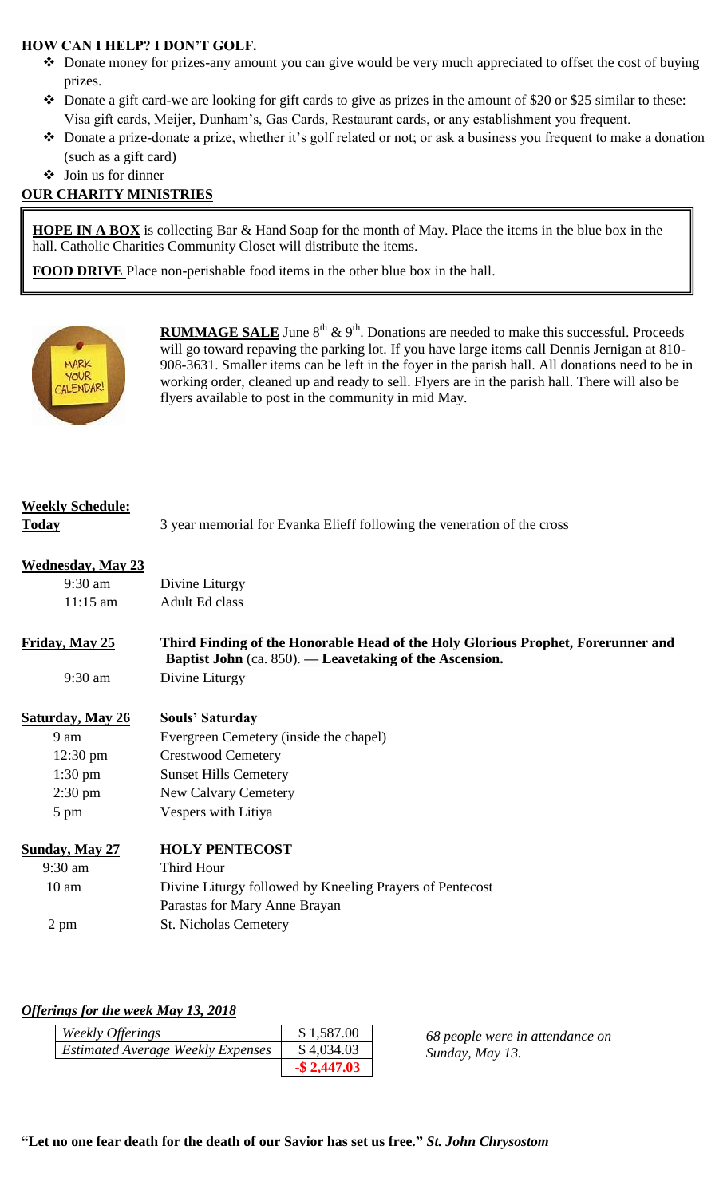**HOW CAN I HELP? I DON'T GOLF.**

- Donate money for prizes-any amount you can give would be very much appreciated to offset the cost of buying prizes.
- Donate a gift card-we are looking for gift cards to give as prizes in the amount of $20 or $25 similar to these: Visa gift cards, Meijer, Dunham's, Gas Cards, Restaurant cards, or any establishment you frequent.
- Donate a prize-donate a prize, whether it's golf related or not; or ask a business you frequent to make a donation (such as a gift card)
- Join us for dinner

**OUR CHARITY MINISTRIES**

**HOPE IN A BOX** is collecting Bar & Hand Soap for the month of May. Place the items in the blue box in the hall. Catholic Charities Community Closet will distribute the items.

**FOOD DRIVE** Place non-perishable food items in the other blue box in the hall.

MARK YOUR CALENDAR!

**RUMMAGE SALE** June 8th & 9th. Donations are needed to make this successful. Proceeds will go toward repaving the parking lot. If you have large items call Dennis Jernigan at 810-908-3631. Smaller items can be left in the foyer in the parish hall. All donations need to be in working order, cleaned up and ready to sell. Flyers are in the parish hall. There will also be flyers available to post in the community in mid May.

**Weekly Schedule:**

**Today** — 3 year memorial for Evanka Elieff following the veneration of the cross

**Wednesday, May 23**

| | |
|---|---|
| 9:30 am | Divine Liturgy |
| 11:15 am | Adult Ed class |

**Friday, May 25** — **Third Finding of the Honorable Head of the Holy Glorious Prophet, Forerunner and Baptist John** (ca. 850). **— Leavetaking of the Ascension.**

| | |
|---|---|
| 9:30 am | Divine Liturgy |

**Saturday, May 26** — **Souls' Saturday**

| | |
|---|---|
| 9 am | Evergreen Cemetery (inside the chapel) |
| 12:30 pm | Crestwood Cemetery |
| 1:30 pm | Sunset Hills Cemetery |
| 2:30 pm | New Calvary Cemetery |
| 5 pm | Vespers with Litiya |

**Sunday, May 27** — **HOLY PENTECOST**

| | |
|---|---|
| 9:30 am | Third Hour |
| 10 am | Divine Liturgy followed by Kneeling Prayers of Pentecost |
| | Parastas for Mary Anne Brayan |
| 2 pm | St. Nicholas Cemetery |

***Offerings for the week May 13, 2018***

| | |
|---|---|
| *Weekly Offerings* | $ 1,587.00 |
| *Estimated Average Weekly Expenses* | $ 4,034.03 |
| | **-$ 2,447.03** |

*68 people were in attendance on Sunday, May 13.*

**"Let no one fear death for the death of our Savior has set us free."** ***St. John Chrysostom***